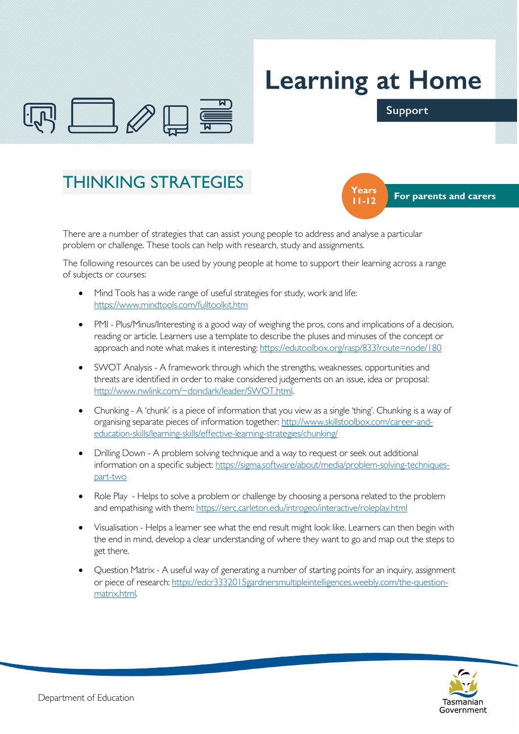# Learning at Home

**Support**

## THINKING STRATEGIES

**Years 11-12** **For parents and carers**

There are a number of strategies that can assist young people to address and analyse a particular problem or challenge. These tools can help with research, study and assignments.

The following resources can be used by young people at home to support their learning across a range of subjects or courses:

- Mind Tools has a wide range of useful strategies for study, work and life: https://www.mindtools.com/fulltoolkit.htm
- PMI - Plus/Minus/Interesting is a good way of weighing the pros, cons and implications of a decision, reading or article. Learners use a template to describe the pluses and minuses of the concept or approach and note what makes it interesting: https://edutoolbox.org/rasp/833?route=node/180
- SWOT Analysis - A framework through which the strengths, weaknesses, opportunities and threats are identified in order to make considered judgements on an issue, idea or proposal: http://www.nwlink.com/~donclark/leader/SWOT.html.
- Chunking - A 'chunk' is a piece of information that you view as a single 'thing'. Chunking is a way of organising separate pieces of information together: http://www.skillstoolbox.com/career-and-education-skills/learning-skills/effective-learning-strategies/chunking/
- Drilling Down - A problem solving technique and a way to request or seek out additional information on a specific subject: https://sigma.software/about/media/problem-solving-techniques-part-two
- Role Play - Helps to solve a problem or challenge by choosing a persona related to the problem and empathising with them: https://serc.carleton.edu/introgeo/interactive/roleplay.html
- Visualisation - Helps a learner see what the end result might look like. Learners can then begin with the end in mind, develop a clear understanding of where they want to go and map out the steps to get there.
- Question Matrix - A useful way of generating a number of starting points for an inquiry, assignment or piece of research: https://edcr3332015gardnersmultipleintelligences.weebly.com/the-question-matrix.html.

Department of Education

Tasmanian Government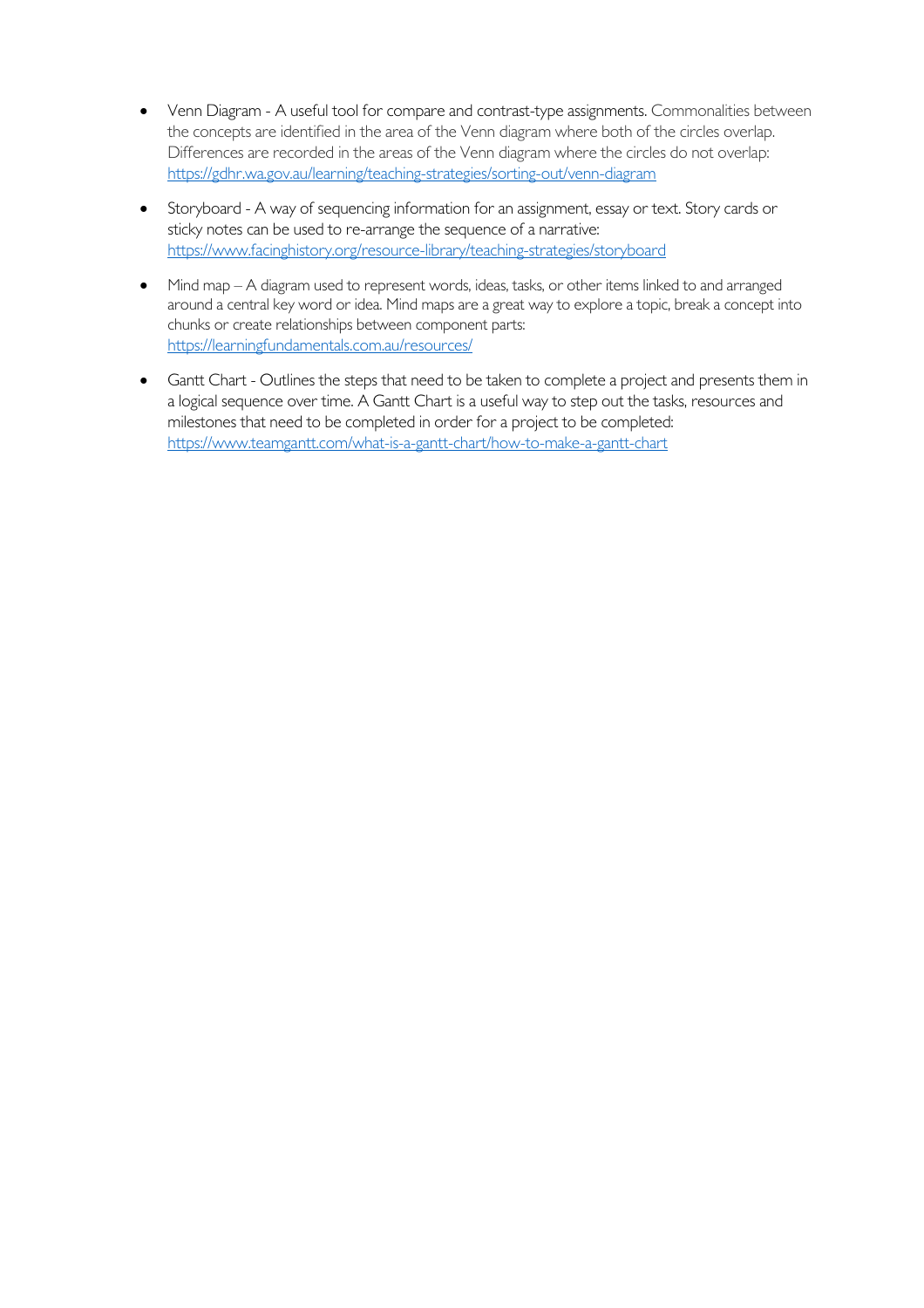- Venn Diagram - A useful tool for compare and contrast-type assignments. Commonalities between the concepts are identified in the area of the Venn diagram where both of the circles overlap. Differences are recorded in the areas of the Venn diagram where the circles do not overlap: https://gdhr.wa.gov.au/learning/teaching-strategies/sorting-out/venn-diagram

- Storyboard - A way of sequencing information for an assignment, essay or text. Story cards or sticky notes can be used to re-arrange the sequence of a narrative: https://www.facinghistory.org/resource-library/teaching-strategies/storyboard

- Mind map – A diagram used to represent words, ideas, tasks, or other items linked to and arranged around a central key word or idea. Mind maps are a great way to explore a topic, break a concept into chunks or create relationships between component parts: https://learningfundamentals.com.au/resources/

- Gantt Chart - Outlines the steps that need to be taken to complete a project and presents them in a logical sequence over time. A Gantt Chart is a useful way to step out the tasks, resources and milestones that need to be completed in order for a project to be completed: https://www.teamgantt.com/what-is-a-gantt-chart/how-to-make-a-gantt-chart